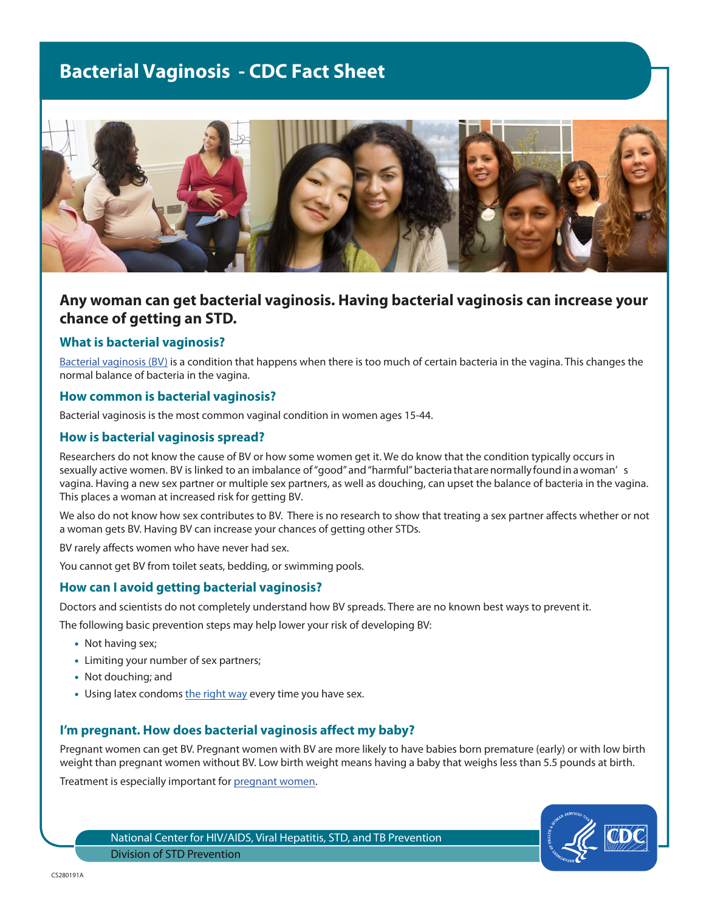# Bacterial Vaginosis - CDC Fact Sheet

**Any woman can get bacterial vaginosis. Having bacterial vaginosis can increase your chance of getting an STD.**

## What is bacterial vaginosis?

Bacterial vaginosis (BV) is a condition that happens when there is too much of certain bacteria in the vagina. This changes the normal balance of bacteria in the vagina.

## How common is bacterial vaginosis?

Bacterial vaginosis is the most common vaginal condition in women ages 15-44.

## How is bacterial vaginosis spread?

Researchers do not know the cause of BV or how some women get it. We do know that the condition typically occurs in sexually active women. BV is linked to an imbalance of "good" and "harmful" bacteria that are normally found in a woman's vagina. Having a new sex partner or multiple sex partners, as well as douching, can upset the balance of bacteria in the vagina. This places a woman at increased risk for getting BV.

We also do not know how sex contributes to BV. There is no research to show that treating a sex partner affects whether or not a woman gets BV. Having BV can increase your chances of getting other STDs.

BV rarely affects women who have never had sex.

You cannot get BV from toilet seats, bedding, or swimming pools.

## How can I avoid getting bacterial vaginosis?

Doctors and scientists do not completely understand how BV spreads. There are no known best ways to prevent it.

The following basic prevention steps may help lower your risk of developing BV:

- Not having sex;
- Limiting your number of sex partners;
- Not douching; and
- Using latex condoms the right way every time you have sex.

## I'm pregnant. How does bacterial vaginosis affect my baby?

Pregnant women can get BV. Pregnant women with BV are more likely to have babies born premature (early) or with low birth weight than pregnant women without BV. Low birth weight means having a baby that weighs less than 5.5 pounds at birth.

Treatment is especially important for pregnant women.

National Center for HIV/AIDS, Viral Hepatitis, STD, and TB Prevention
Division of STD Prevention

CS280191A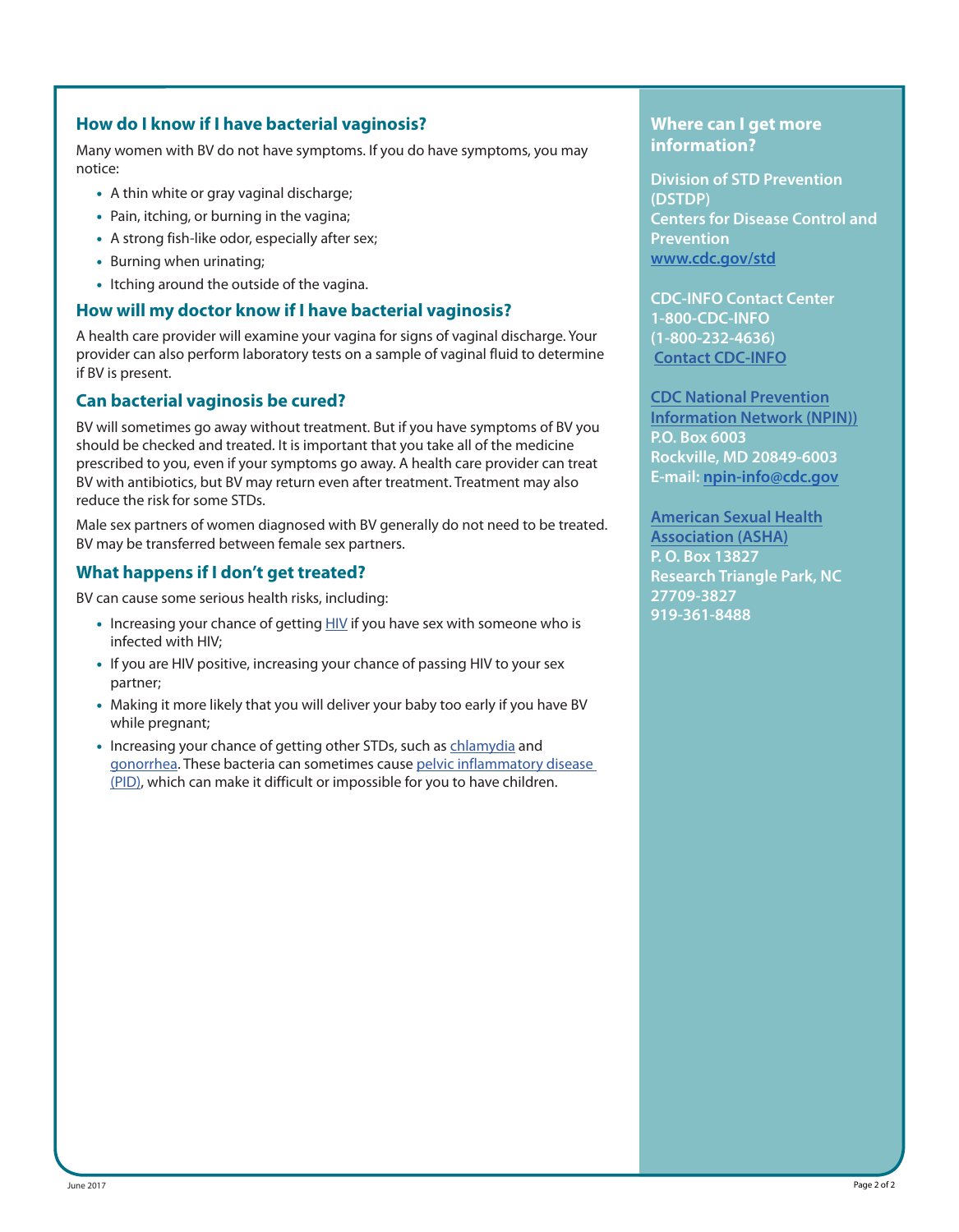## How do I know if I have bacterial vaginosis?

Many women with BV do not have symptoms. If you do have symptoms, you may notice:

- A thin white or gray vaginal discharge;
- Pain, itching, or burning in the vagina;
- A strong fish-like odor, especially after sex;
- Burning when urinating;
- Itching around the outside of the vagina.

## How will my doctor know if I have bacterial vaginosis?

A health care provider will examine your vagina for signs of vaginal discharge. Your provider can also perform laboratory tests on a sample of vaginal fluid to determine if BV is present.

## Can bacterial vaginosis be cured?

BV will sometimes go away without treatment. But if you have symptoms of BV you should be checked and treated. It is important that you take all of the medicine prescribed to you, even if your symptoms go away. A health care provider can treat BV with antibiotics, but BV may return even after treatment. Treatment may also reduce the risk for some STDs.

Male sex partners of women diagnosed with BV generally do not need to be treated. BV may be transferred between female sex partners.

## What happens if I don't get treated?

BV can cause some serious health risks, including:

- Increasing your chance of getting HIV if you have sex with someone who is infected with HIV;
- If you are HIV positive, increasing your chance of passing HIV to your sex partner;
- Making it more likely that you will deliver your baby too early if you have BV while pregnant;
- Increasing your chance of getting other STDs, such as chlamydia and gonorrhea. These bacteria can sometimes cause pelvic inflammatory disease (PID), which can make it difficult or impossible for you to have children.

## Where can I get more information?

**Division of STD Prevention (DSTDP)**
**Centers for Disease Control and Prevention**
**www.cdc.gov/std**

**CDC-INFO Contact Center**
**1-800-CDC-INFO**
**(1-800-232-4636)**
**Contact CDC-INFO**

**CDC National Prevention Information Network (NPIN))**
**P.O. Box 6003**
**Rockville, MD 20849-6003**
**E-mail: npin-info@cdc.gov**

**American Sexual Health Association (ASHA)**
**P. O. Box 13827**
**Research Triangle Park, NC 27709-3827**
**919-361-8488**

June 2017